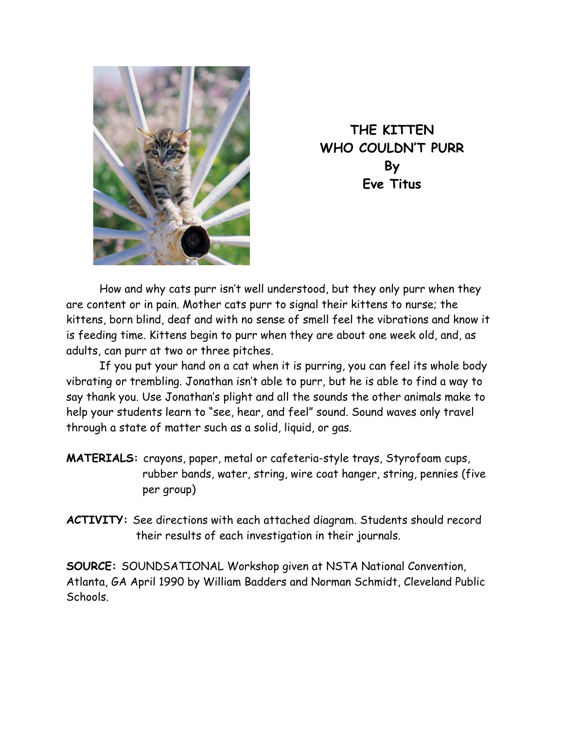# THE KITTEN WHO COULDN'T PURR

**By**

**Eve Titus**

How and why cats purr isn't well understood, but they only purr when they are content or in pain. Mother cats purr to signal their kittens to nurse; the kittens, born blind, deaf and with no sense of smell feel the vibrations and know it is feeding time. Kittens begin to purr when they are about one week old, and, as adults, can purr at two or three pitches.

If you put your hand on a cat when it is purring, you can feel its whole body vibrating or trembling. Jonathan isn't able to purr, but he is able to find a way to say thank you. Use Jonathan's plight and all the sounds the other animals make to help your students learn to "see, hear, and feel" sound. Sound waves only travel through a state of matter such as a solid, liquid, or gas.

**MATERIALS:** crayons, paper, metal or cafeteria-style trays, Styrofoam cups, rubber bands, water, string, wire coat hanger, string, pennies (five per group)

**ACTIVITY:** See directions with each attached diagram. Students should record their results of each investigation in their journals.

**SOURCE:** SOUNDSATIONAL Workshop given at NSTA National Convention, Atlanta, GA April 1990 by William Badders and Norman Schmidt, Cleveland Public Schools.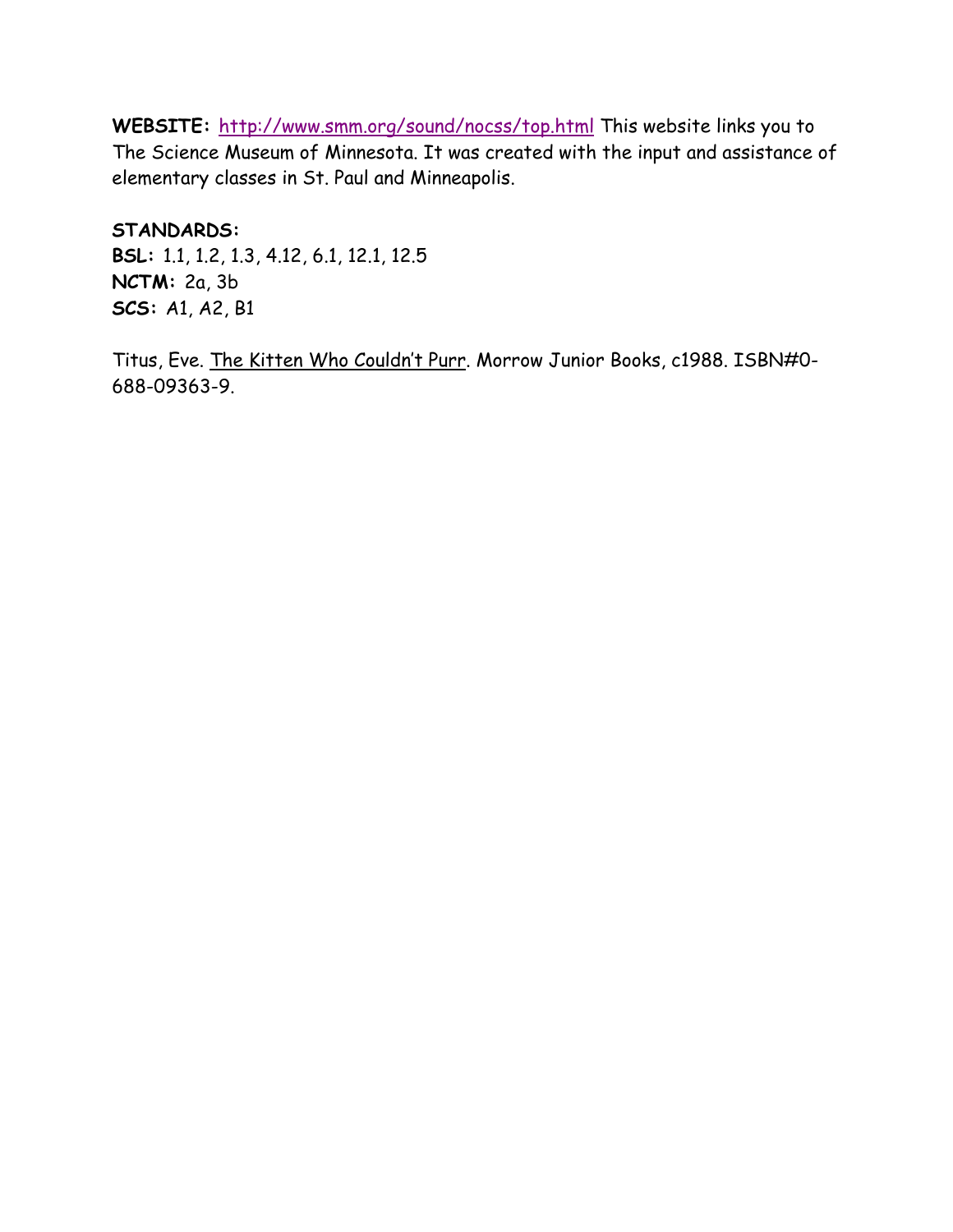**WEBSITE:** [http://www.smm.org/sound/nocss/top.html](http://www.smm.org/sound/nocss/top.html) This website links you to The Science Museum of Minnesota. It was created with the input and assistance of elementary classes in St. Paul and Minneapolis.

**STANDARDS:**
**BSL:** 1.1, 1.2, 1.3, 4.12, 6.1, 12.1, 12.5
**NCTM:** 2a, 3b
**SCS:** A1, A2, B1

Titus, Eve. <u>The Kitten Who Couldn't Purr</u>. Morrow Junior Books, c1988. ISBN#0-688-09363-9.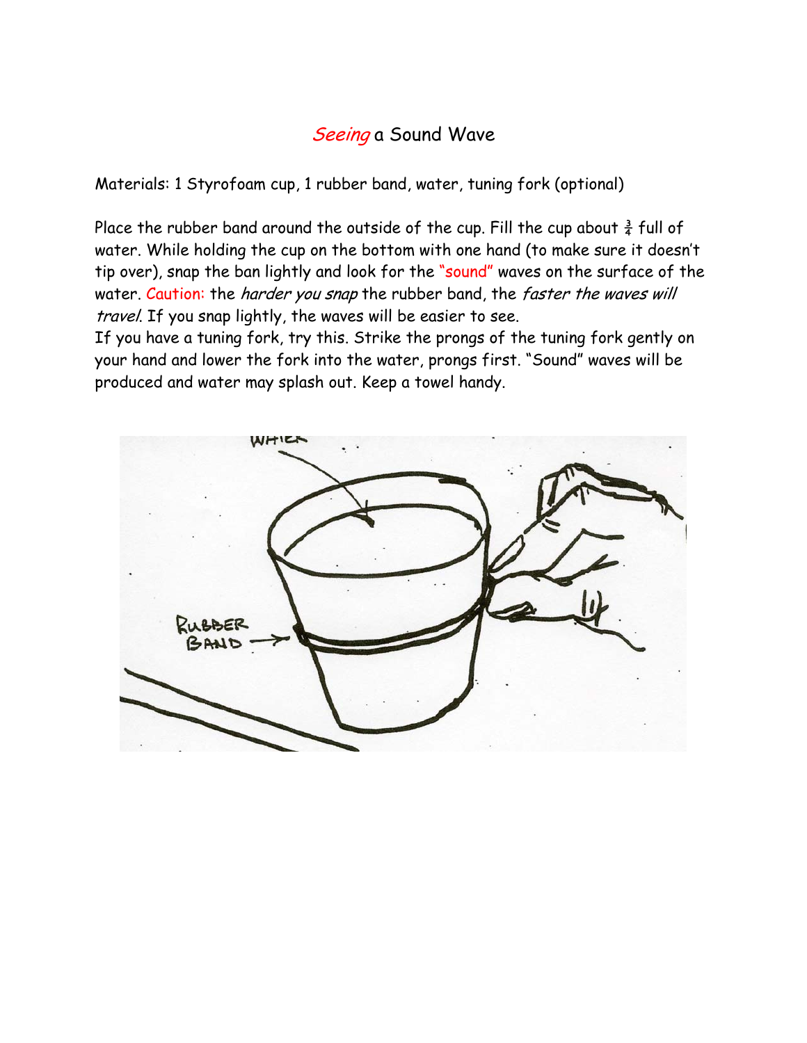# *Seeing* a Sound Wave

Materials: 1 Styrofoam cup, 1 rubber band, water, tuning fork (optional)

Place the rubber band around the outside of the cup. Fill the cup about $\frac{3}{4}$ full of water. While holding the cup on the bottom with one hand (to make sure it doesn't tip over), snap the ban lightly and look for the "sound" waves on the surface of the water. Caution: the *harder you snap* the rubber band, the *faster the waves will travel*. If you snap lightly, the waves will be easier to see.

If you have a tuning fork, try this. Strike the prongs of the tuning fork gently on your hand and lower the fork into the water, prongs first. "Sound" waves will be produced and water may splash out. Keep a towel handy.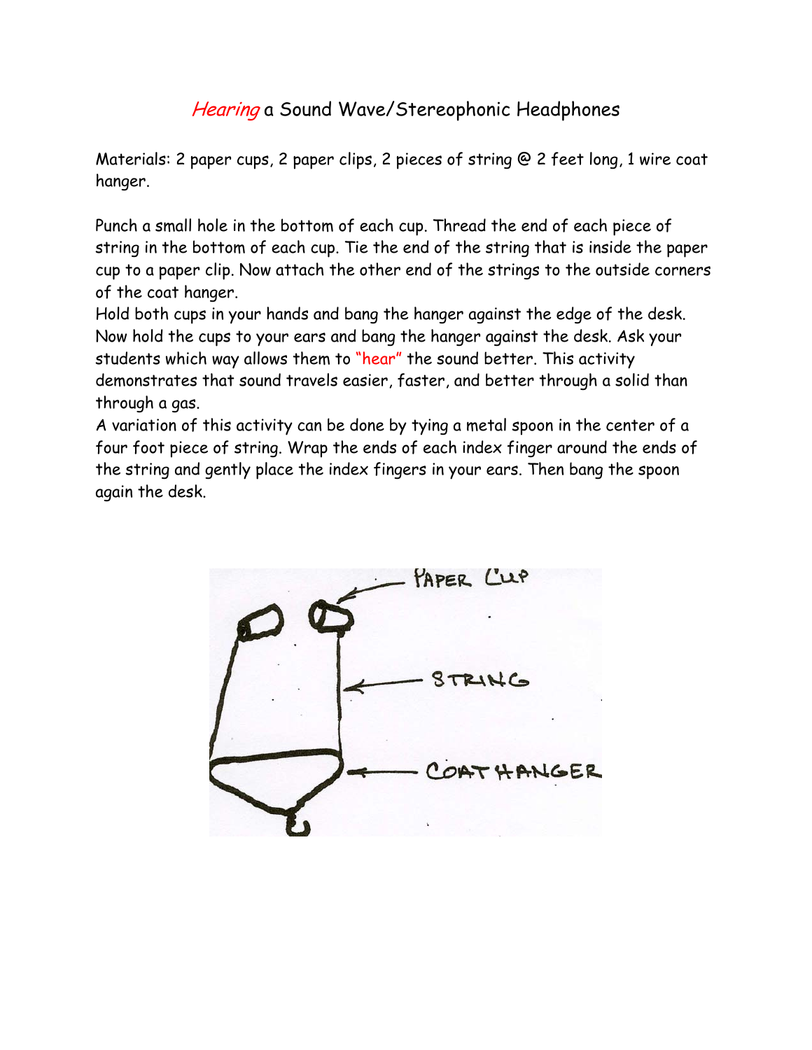# *Hearing* a Sound Wave/Stereophonic Headphones

Materials: 2 paper cups, 2 paper clips, 2 pieces of string @ 2 feet long, 1 wire coat hanger.

Punch a small hole in the bottom of each cup. Thread the end of each piece of string in the bottom of each cup. Tie the end of the string that is inside the paper cup to a paper clip. Now attach the other end of the strings to the outside corners of the coat hanger.

Hold both cups in your hands and bang the hanger against the edge of the desk. Now hold the cups to your ears and bang the hanger against the desk. Ask your students which way allows them to "hear" the sound better. This activity demonstrates that sound travels easier, faster, and better through a solid than through a gas.

A variation of this activity can be done by tying a metal spoon in the center of a four foot piece of string. Wrap the ends of each index finger around the ends of the string and gently place the index fingers in your ears. Then bang the spoon again the desk.

PAPER CUP

STRING

COATHANGER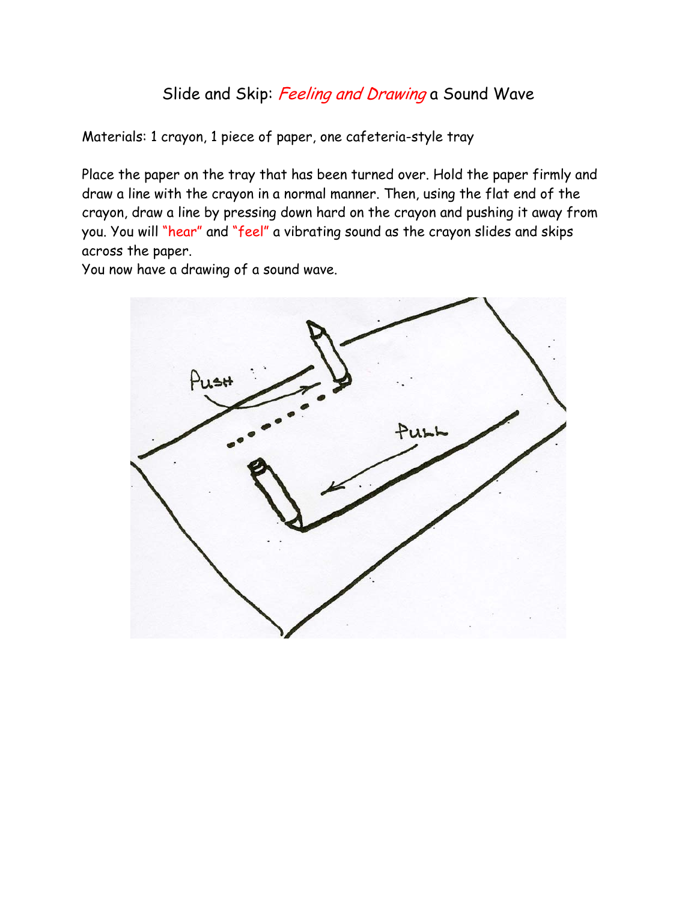# Slide and Skip: *Feeling and Drawing* a Sound Wave

Materials: 1 crayon, 1 piece of paper, one cafeteria-style tray

Place the paper on the tray that has been turned over. Hold the paper firmly and draw a line with the crayon in a normal manner. Then, using the flat end of the crayon, draw a line by pressing down hard on the crayon and pushing it away from you. You will "hear" and "feel" a vibrating sound as the crayon slides and skips across the paper.

You now have a drawing of a sound wave.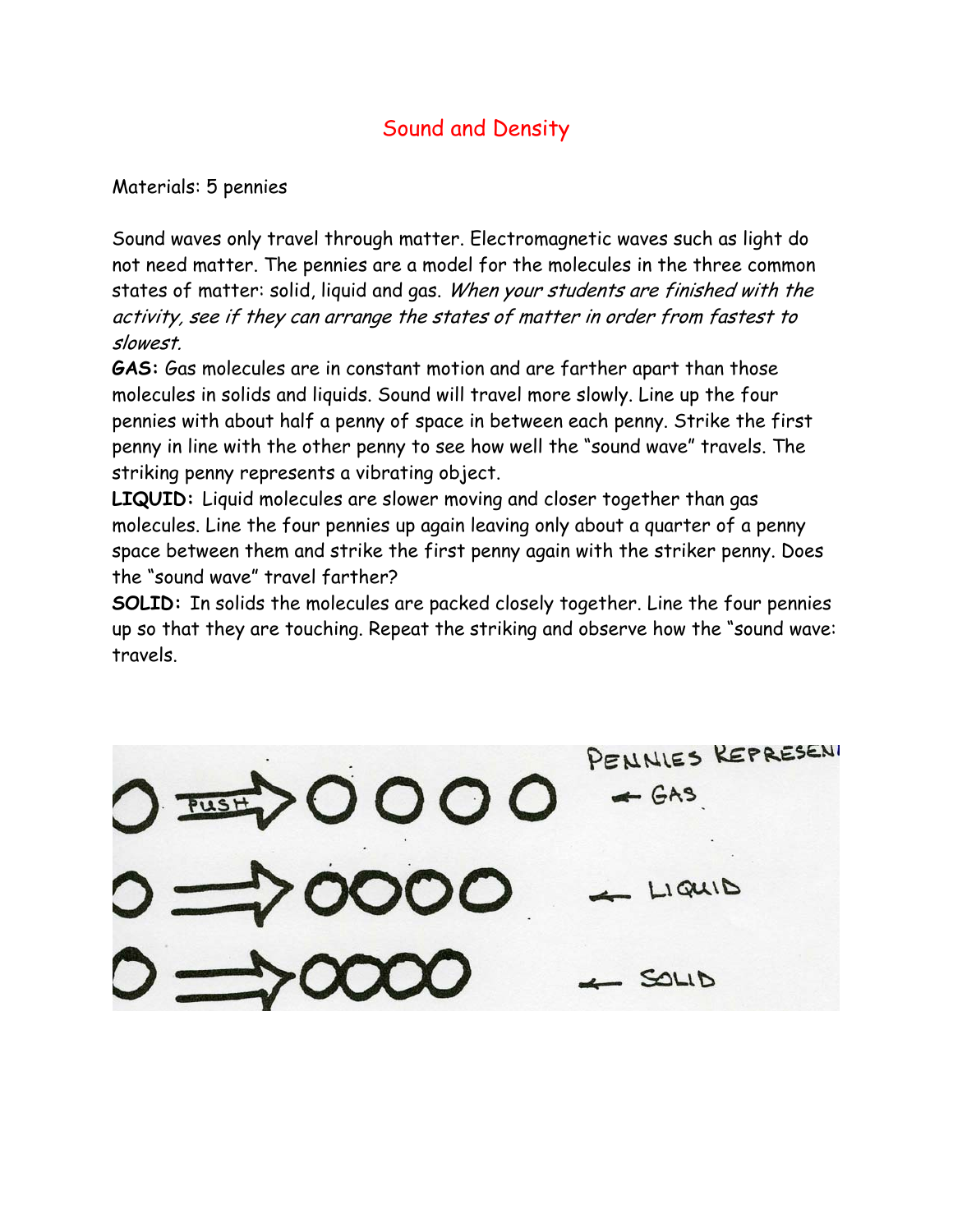# Sound and Density

Materials: 5 pennies

Sound waves only travel through matter. Electromagnetic waves such as light do not need matter. The pennies are a model for the molecules in the three common states of matter: solid, liquid and gas. *When your students are finished with the activity, see if they can arrange the states of matter in order from fastest to slowest.*

**GAS:** Gas molecules are in constant motion and are farther apart than those molecules in solids and liquids. Sound will travel more slowly. Line up the four pennies with about half a penny of space in between each penny. Strike the first penny in line with the other penny to see how well the "sound wave" travels. The striking penny represents a vibrating object.

**LIQUID:** Liquid molecules are slower moving and closer together than gas molecules. Line the four pennies up again leaving only about a quarter of a penny space between them and strike the first penny again with the striker penny. Does the "sound wave" travel farther?

**SOLID:** In solids the molecules are packed closely together. Line the four pennies up so that they are touching. Repeat the striking and observe how the "sound wave: travels.

PENNIES REPRESENT

PUSH

← GAS

← LIQUID

← SOLID